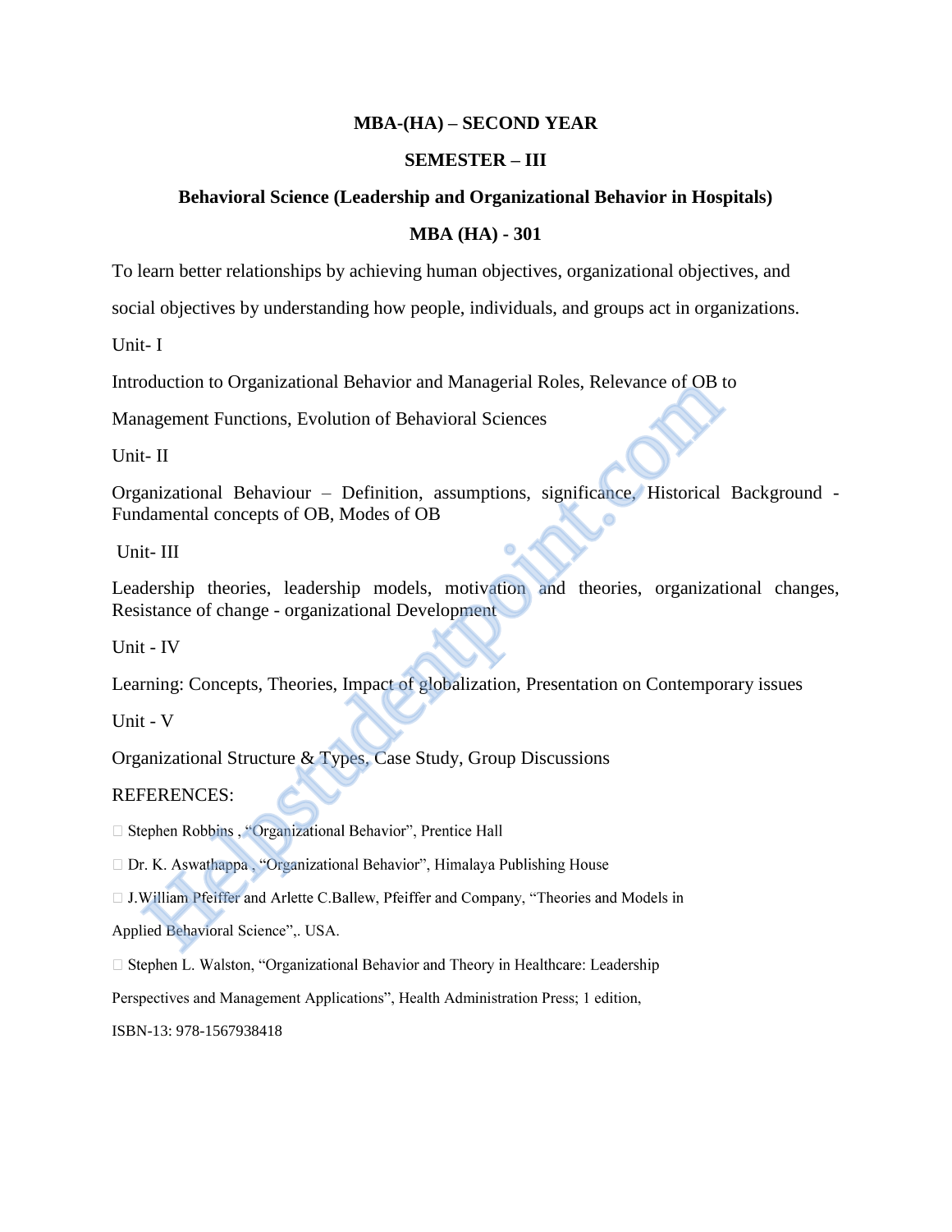# MBA-(HA) – SECOND YEAR

## SEMESTER – III

## Behavioral Science (Leadership and Organizational Behavior in Hospitals)

## MBA (HA) - 301

To learn better relationships by achieving human objectives, organizational objectives, and social objectives by understanding how people, individuals, and groups act in organizations.

Unit- I

Introduction to Organizational Behavior and Managerial Roles, Relevance of OB to Management Functions, Evolution of Behavioral Sciences

Unit- II

Organizational Behaviour – Definition, assumptions, significance, Historical Background - Fundamental concepts of OB, Modes of OB

Unit- III

Leadership theories, leadership models, motivation and theories, organizational changes, Resistance of change - organizational Development

Unit - IV

Learning: Concepts, Theories, Impact of globalization, Presentation on Contemporary issues

Unit - V

Organizational Structure & Types, Case Study, Group Discussions

REFERENCES:

- Stephen Robbins , "Organizational Behavior", Prentice Hall
- Dr. K. Aswathappa , "Organizational Behavior", Himalaya Publishing House
- J.William Pfeiffer and Arlette C.Ballew, Pfeiffer and Company, "Theories and Models in Applied Behavioral Science",. USA.
- Stephen L. Walston, "Organizational Behavior and Theory in Healthcare: Leadership Perspectives and Management Applications", Health Administration Press; 1 edition, ISBN-13: 978-1567938418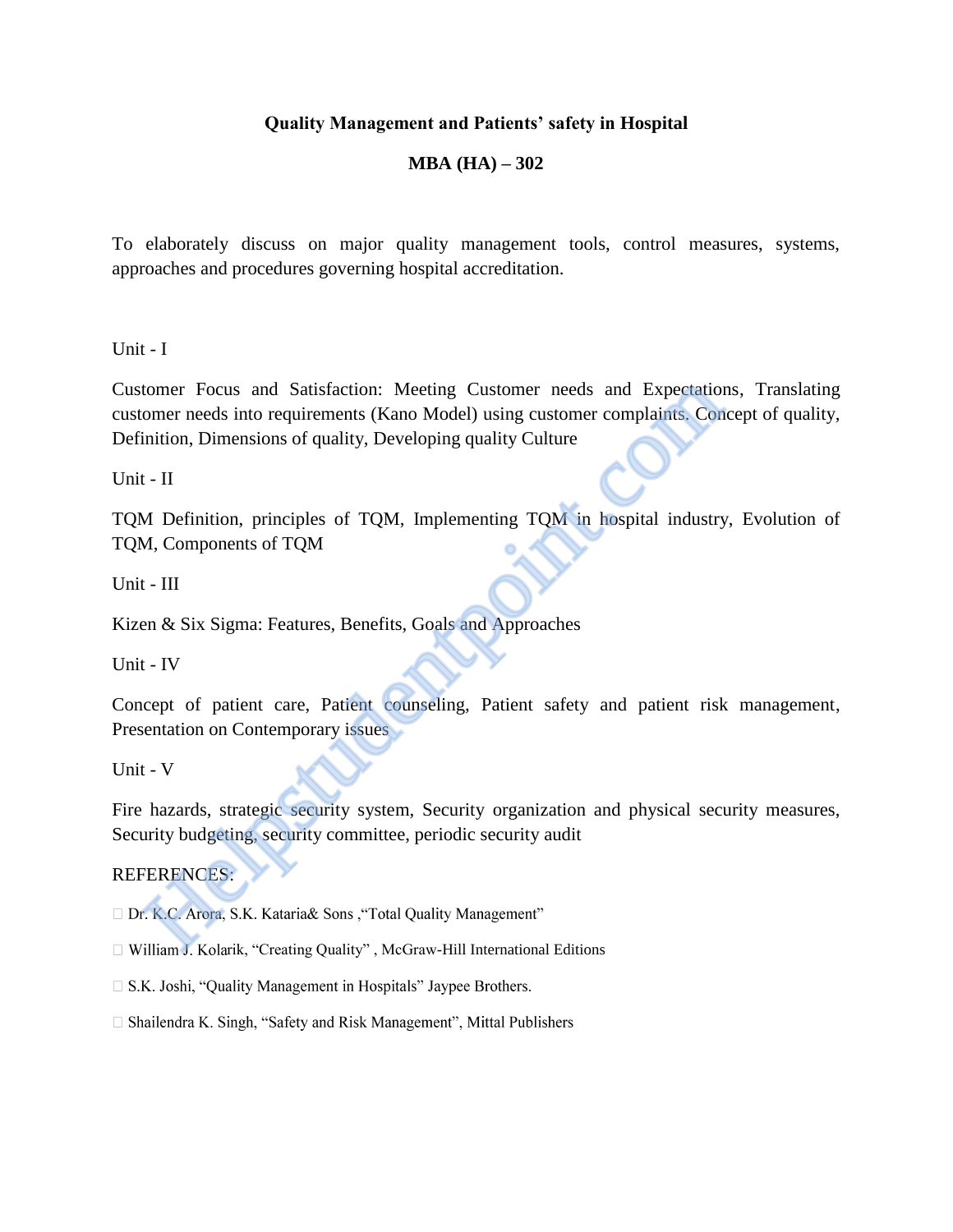# Quality Management and Patients' safety in Hospital

## MBA (HA) – 302

To elaborately discuss on major quality management tools, control measures, systems, approaches and procedures governing hospital accreditation.

### Unit - I

Customer Focus and Satisfaction: Meeting Customer needs and Expectations, Translating customer needs into requirements (Kano Model) using customer complaints. Concept of quality, Definition, Dimensions of quality, Developing quality Culture

### Unit - II

TQM Definition, principles of TQM, Implementing TQM in hospital industry, Evolution of TQM, Components of TQM

### Unit - III

Kizen & Six Sigma: Features, Benefits, Goals and Approaches

### Unit - IV

Concept of patient care, Patient counseling, Patient safety and patient risk management, Presentation on Contemporary issues

### Unit - V

Fire hazards, strategic security system, Security organization and physical security measures, Security budgeting, security committee, periodic security audit

### REFERENCES:

- Dr. K.C. Arora, S.K. Kataria& Sons ,"Total Quality Management"
- William J. Kolarik, "Creating Quality" , McGraw-Hill International Editions
- S.K. Joshi, "Quality Management in Hospitals" Jaypee Brothers.
- Shailendra K. Singh, "Safety and Risk Management", Mittal Publishers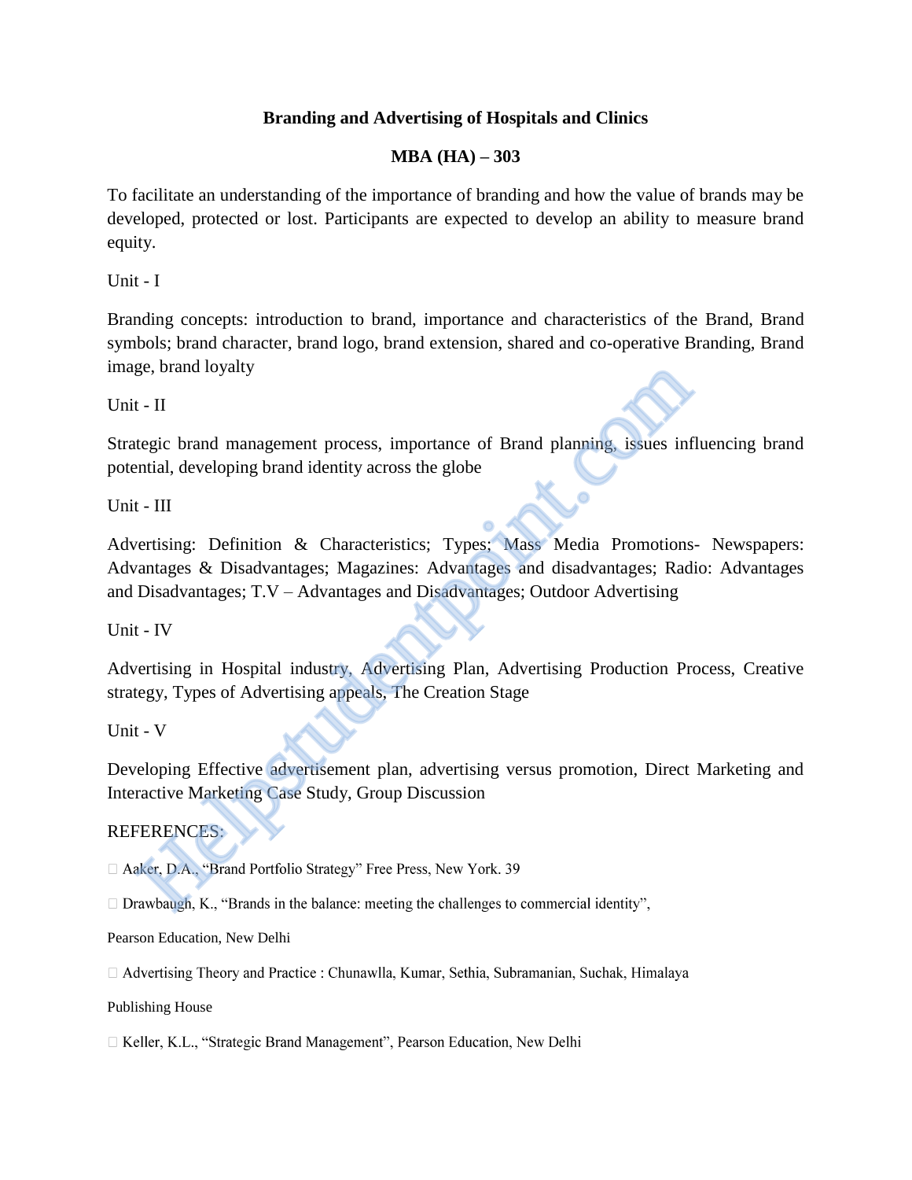**Branding and Advertising of Hospitals and Clinics**

**MBA (HA) – 303**

To facilitate an understanding of the importance of branding and how the value of brands may be developed, protected or lost. Participants are expected to develop an ability to measure brand equity.

Unit - I

Branding concepts: introduction to brand, importance and characteristics of the Brand, Brand symbols; brand character, brand logo, brand extension, shared and co-operative Branding, Brand image, brand loyalty

Unit - II

Strategic brand management process, importance of Brand planning, issues influencing brand potential, developing brand identity across the globe

Unit - III

Advertising: Definition & Characteristics; Types; Mass Media Promotions- Newspapers: Advantages & Disadvantages; Magazines: Advantages and disadvantages; Radio: Advantages and Disadvantages; T.V – Advantages and Disadvantages; Outdoor Advertising

Unit - IV

Advertising in Hospital industry, Advertising Plan, Advertising Production Process, Creative strategy, Types of Advertising appeals, The Creation Stage

Unit - V

Developing Effective advertisement plan, advertising versus promotion, Direct Marketing and Interactive Marketing Case Study, Group Discussion

REFERENCES:

- Aaker, D.A., "Brand Portfolio Strategy" Free Press, New York. 39
- Drawbaugh, K., "Brands in the balance: meeting the challenges to commercial identity", Pearson Education, New Delhi
- Advertising Theory and Practice : Chunawlla, Kumar, Sethia, Subramanian, Suchak, Himalaya Publishing House
- Keller, K.L., "Strategic Brand Management", Pearson Education, New Delhi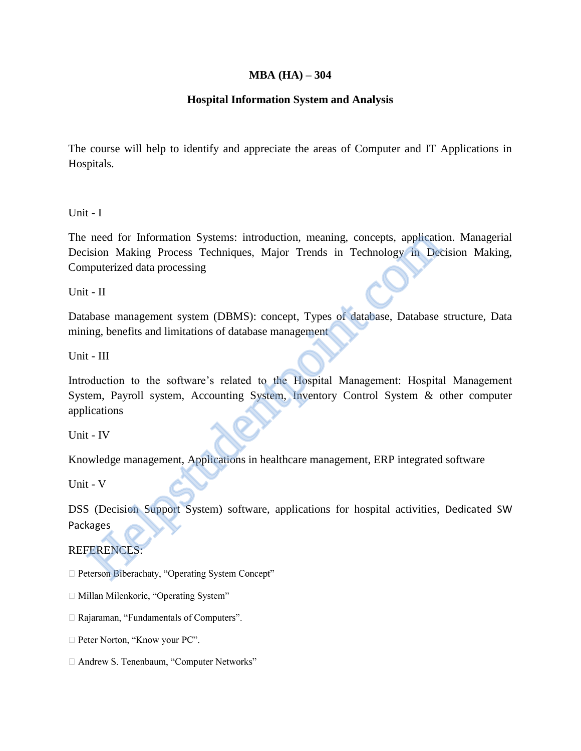**MBA (HA) – 304**

**Hospital Information System and Analysis**

The course will help to identify and appreciate the areas of Computer and IT Applications in Hospitals.

Unit - I

The need for Information Systems: introduction, meaning, concepts, application. Managerial Decision Making Process Techniques, Major Trends in Technology in Decision Making, Computerized data processing

Unit - II

Database management system (DBMS): concept, Types of database, Database structure, Data mining, benefits and limitations of database management

Unit - III

Introduction to the software's related to the Hospital Management: Hospital Management System, Payroll system, Accounting System, Inventory Control System & other computer applications

Unit - IV

Knowledge management, Applications in healthcare management, ERP integrated software

Unit - V

DSS (Decision Support System) software, applications for hospital activities, Dedicated SW Packages

REFERENCES:

- Peterson Biberachaty, "Operating System Concept"
- Millan Milenkoric, "Operating System"
- Rajaraman, "Fundamentals of Computers".
- Peter Norton, "Know your PC".
- Andrew S. Tenenbaum, "Computer Networks"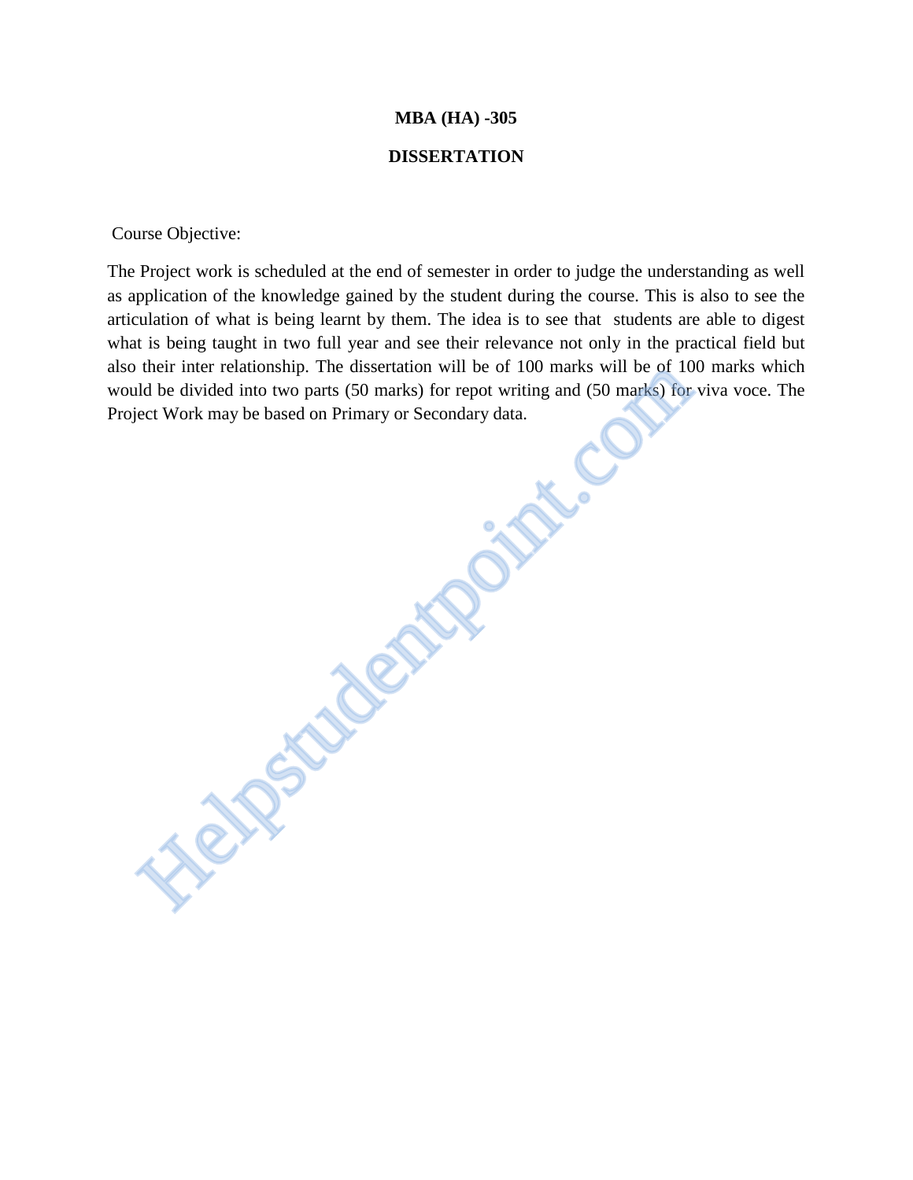**MBA (HA) -305**

**DISSERTATION**

Course Objective:

The Project work is scheduled at the end of semester in order to judge the understanding as well as application of the knowledge gained by the student during the course. This is also to see the articulation of what is being learnt by them. The idea is to see that students are able to digest what is being taught in two full year and see their relevance not only in the practical field but also their inter relationship. The dissertation will be of 100 marks will be of 100 marks which would be divided into two parts (50 marks) for repot writing and (50 marks) for viva voce. The Project Work may be based on Primary or Secondary data.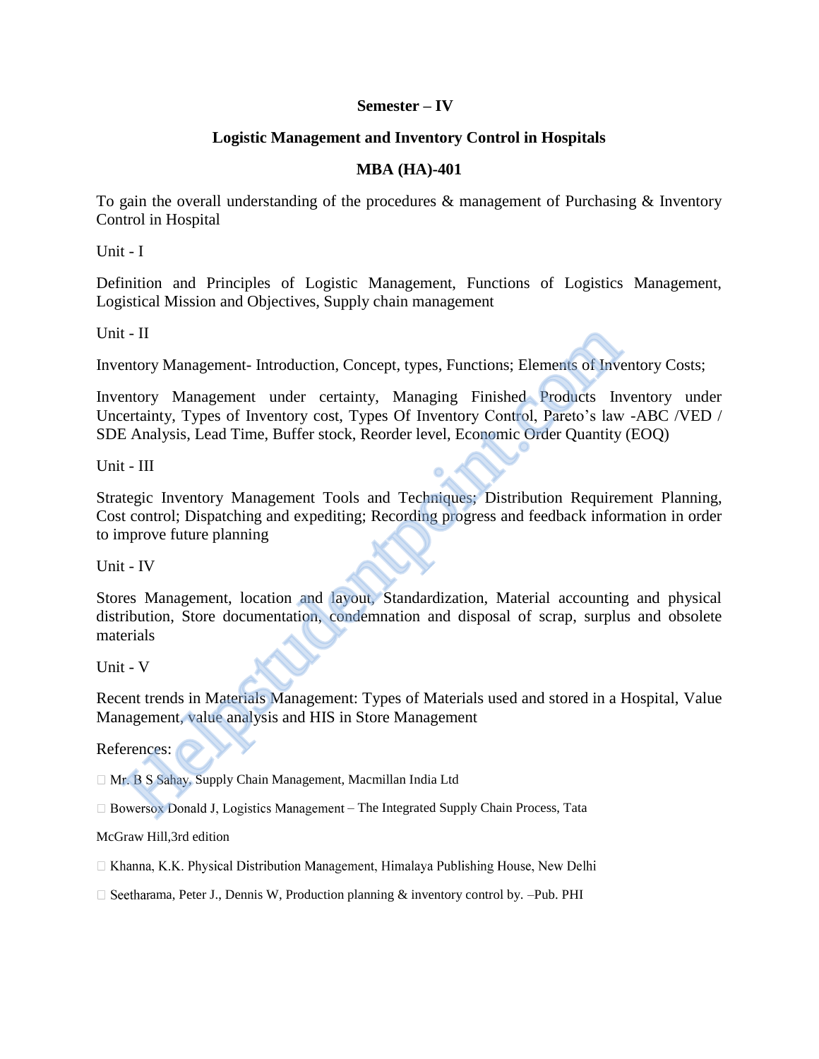**Semester – IV**

**Logistic Management and Inventory Control in Hospitals**

**MBA (HA)-401**

To gain the overall understanding of the procedures & management of Purchasing & Inventory Control in Hospital

Unit - I

Definition and Principles of Logistic Management, Functions of Logistics Management, Logistical Mission and Objectives, Supply chain management

Unit - II

Inventory Management- Introduction, Concept, types, Functions; Elements of Inventory Costs;

Inventory Management under certainty, Managing Finished Products Inventory under Uncertainty, Types of Inventory cost, Types Of Inventory Control, Pareto's law -ABC /VED / SDE Analysis, Lead Time, Buffer stock, Reorder level, Economic Order Quantity (EOQ)

Unit - III

Strategic Inventory Management Tools and Techniques; Distribution Requirement Planning, Cost control; Dispatching and expediting; Recording progress and feedback information in order to improve future planning

Unit - IV

Stores Management, location and layout, Standardization, Material accounting and physical distribution, Store documentation, condemnation and disposal of scrap, surplus and obsolete materials

Unit - V

Recent trends in Materials Management: Types of Materials used and stored in a Hospital, Value Management, value analysis and HIS in Store Management

References:

- Mr. B S Sahay, Supply Chain Management, Macmillan India Ltd
- Bowersox Donald J, Logistics Management – The Integrated Supply Chain Process, Tata McGraw Hill,3rd edition
- Khanna, K.K. Physical Distribution Management, Himalaya Publishing House, New Delhi
- Seetharama, Peter J., Dennis W, Production planning & inventory control by. –Pub. PHI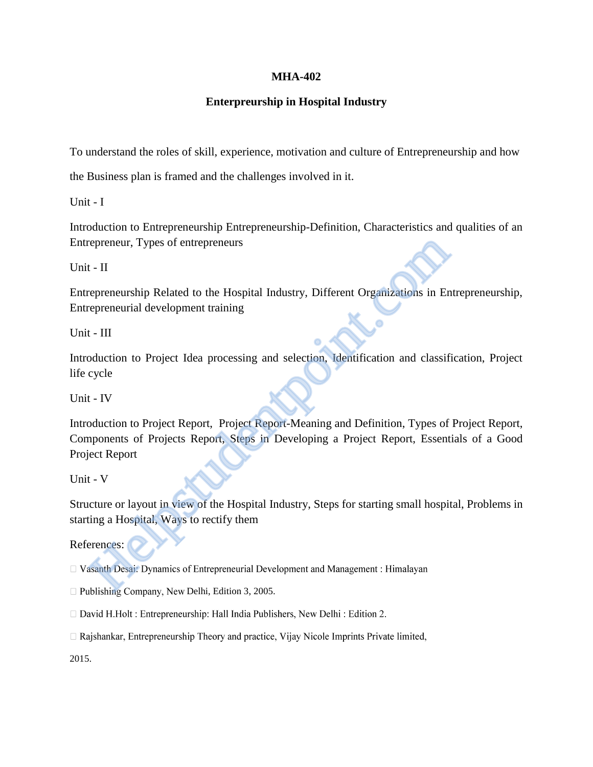**MHA-402**

**Enterpreurship in Hospital Industry**

To understand the roles of skill, experience, motivation and culture of Entrepreneurship and how the Business plan is framed and the challenges involved in it.

Unit - I

Introduction to Entrepreneurship Entrepreneurship-Definition, Characteristics and qualities of an Entrepreneur, Types of entrepreneurs

Unit - II

Entrepreneurship Related to the Hospital Industry, Different Organizations in Entrepreneurship, Entrepreneurial development training

Unit - III

Introduction to Project Idea processing and selection, Identification and classification, Project life cycle

Unit - IV

Introduction to Project Report, Project Report-Meaning and Definition, Types of Project Report, Components of Projects Report, Steps in Developing a Project Report, Essentials of a Good Project Report

Unit - V

Structure or layout in view of the Hospital Industry, Steps for starting small hospital, Problems in starting a Hospital, Ways to rectify them

References:

- Vasanth Desai: Dynamics of Entrepreneurial Development and Management : Himalayan
- Publishing Company, New Delhi, Edition 3, 2005.
- David H.Holt : Entrepreneurship: Hall India Publishers, New Delhi : Edition 2.
- Rajshankar, Entrepreneurship Theory and practice, Vijay Nicole Imprints Private limited,

2015.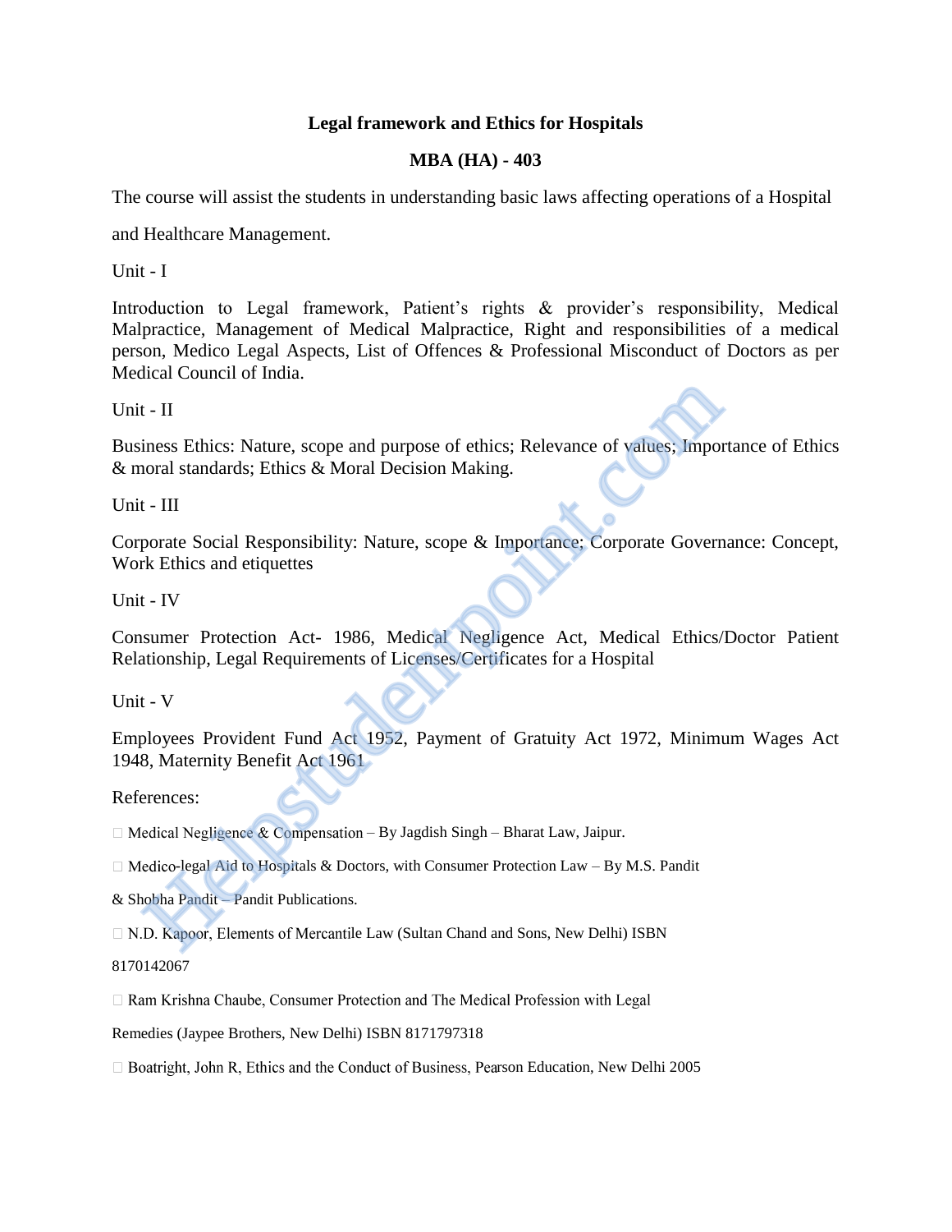# Legal framework and Ethics for Hospitals

## MBA (HA) - 403

The course will assist the students in understanding basic laws affecting operations of a Hospital and Healthcare Management.

Unit - I

Introduction to Legal framework, Patient's rights & provider's responsibility, Medical Malpractice, Management of Medical Malpractice, Right and responsibilities of a medical person, Medico Legal Aspects, List of Offences & Professional Misconduct of Doctors as per Medical Council of India.

Unit - II

Business Ethics: Nature, scope and purpose of ethics; Relevance of values; Importance of Ethics & moral standards; Ethics & Moral Decision Making.

Unit - III

Corporate Social Responsibility: Nature, scope & Importance; Corporate Governance: Concept, Work Ethics and etiquettes

Unit - IV

Consumer Protection Act- 1986, Medical Negligence Act, Medical Ethics/Doctor Patient Relationship, Legal Requirements of Licenses/Certificates for a Hospital

Unit - V

Employees Provident Fund Act 1952, Payment of Gratuity Act 1972, Minimum Wages Act 1948, Maternity Benefit Act 1961

References:

- Medical Negligence & Compensation – By Jagdish Singh – Bharat Law, Jaipur.
- Medico-legal Aid to Hospitals & Doctors, with Consumer Protection Law – By M.S. Pandit & Shobha Pandit – Pandit Publications.
- N.D. Kapoor, Elements of Mercantile Law (Sultan Chand and Sons, New Delhi) ISBN 8170142067
- Ram Krishna Chaube, Consumer Protection and The Medical Profession with Legal Remedies (Jaypee Brothers, New Delhi) ISBN 8171797318
- Boatright, John R, Ethics and the Conduct of Business, Pearson Education, New Delhi 2005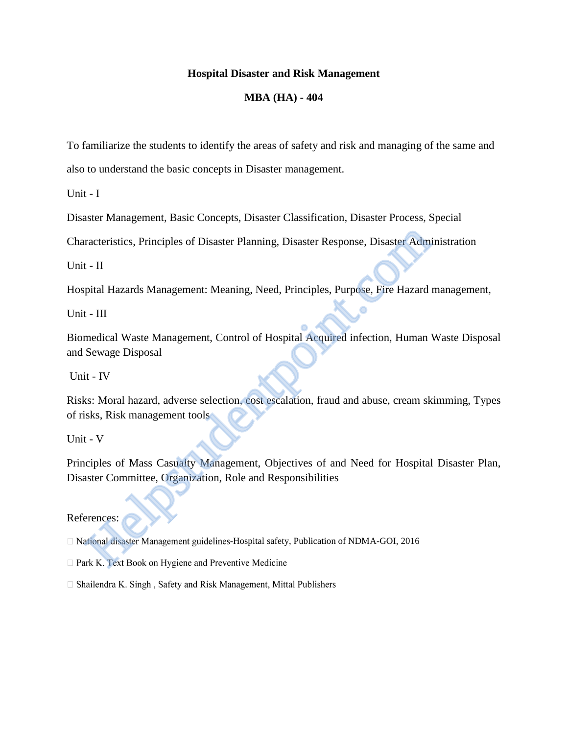**Hospital Disaster and Risk Management**

**MBA (HA) - 404**

To familiarize the students to identify the areas of safety and risk and managing of the same and also to understand the basic concepts in Disaster management.

Unit - I

Disaster Management, Basic Concepts, Disaster Classification, Disaster Process, Special Characteristics, Principles of Disaster Planning, Disaster Response, Disaster Administration

Unit - II

Hospital Hazards Management: Meaning, Need, Principles, Purpose, Fire Hazard management,

Unit - III

Biomedical Waste Management, Control of Hospital Acquired infection, Human Waste Disposal and Sewage Disposal

Unit - IV

Risks: Moral hazard, adverse selection, cost escalation, fraud and abuse, cream skimming, Types of risks, Risk management tools

Unit - V

Principles of Mass Casualty Management, Objectives of and Need for Hospital Disaster Plan, Disaster Committee, Organization, Role and Responsibilities

References:

- National disaster Management guidelines-Hospital safety, Publication of NDMA-GOI, 2016
- Park K. Text Book on Hygiene and Preventive Medicine
- Shailendra K. Singh , Safety and Risk Management, Mittal Publishers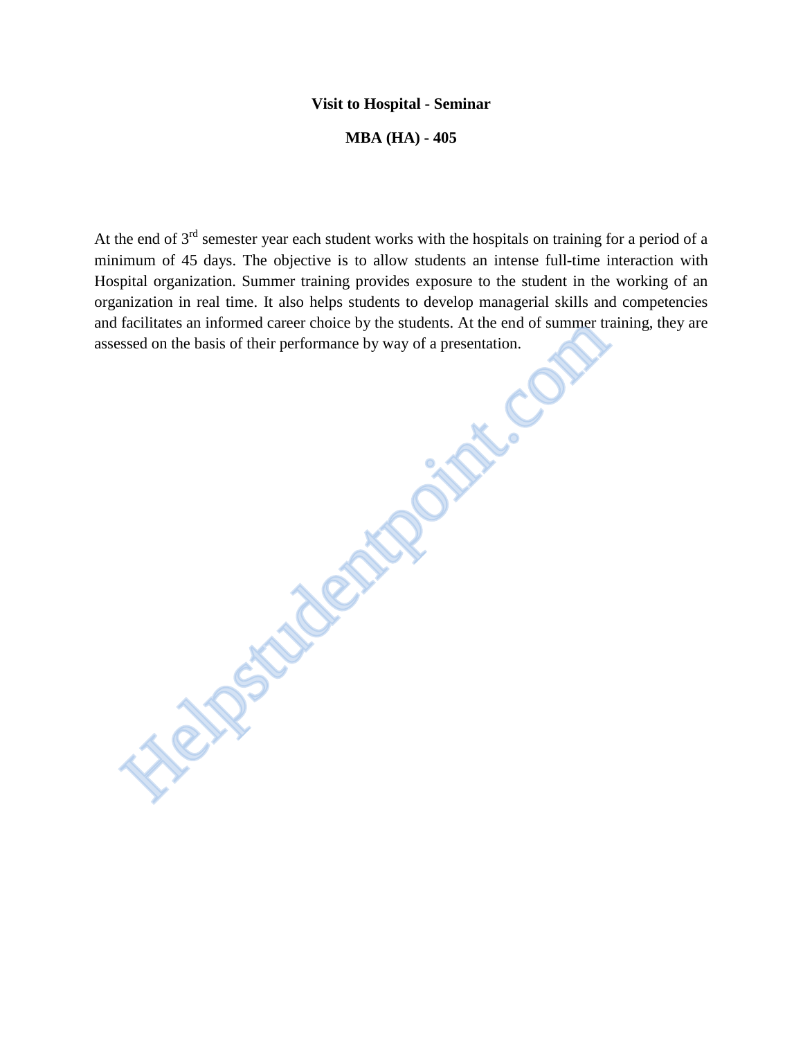**Visit to Hospital - Seminar**

**MBA (HA) - 405**

At the end of 3rd semester year each student works with the hospitals on training for a period of a minimum of 45 days. The objective is to allow students an intense full-time interaction with Hospital organization. Summer training provides exposure to the student in the working of an organization in real time. It also helps students to develop managerial skills and competencies and facilitates an informed career choice by the students. At the end of summer training, they are assessed on the basis of their performance by way of a presentation.